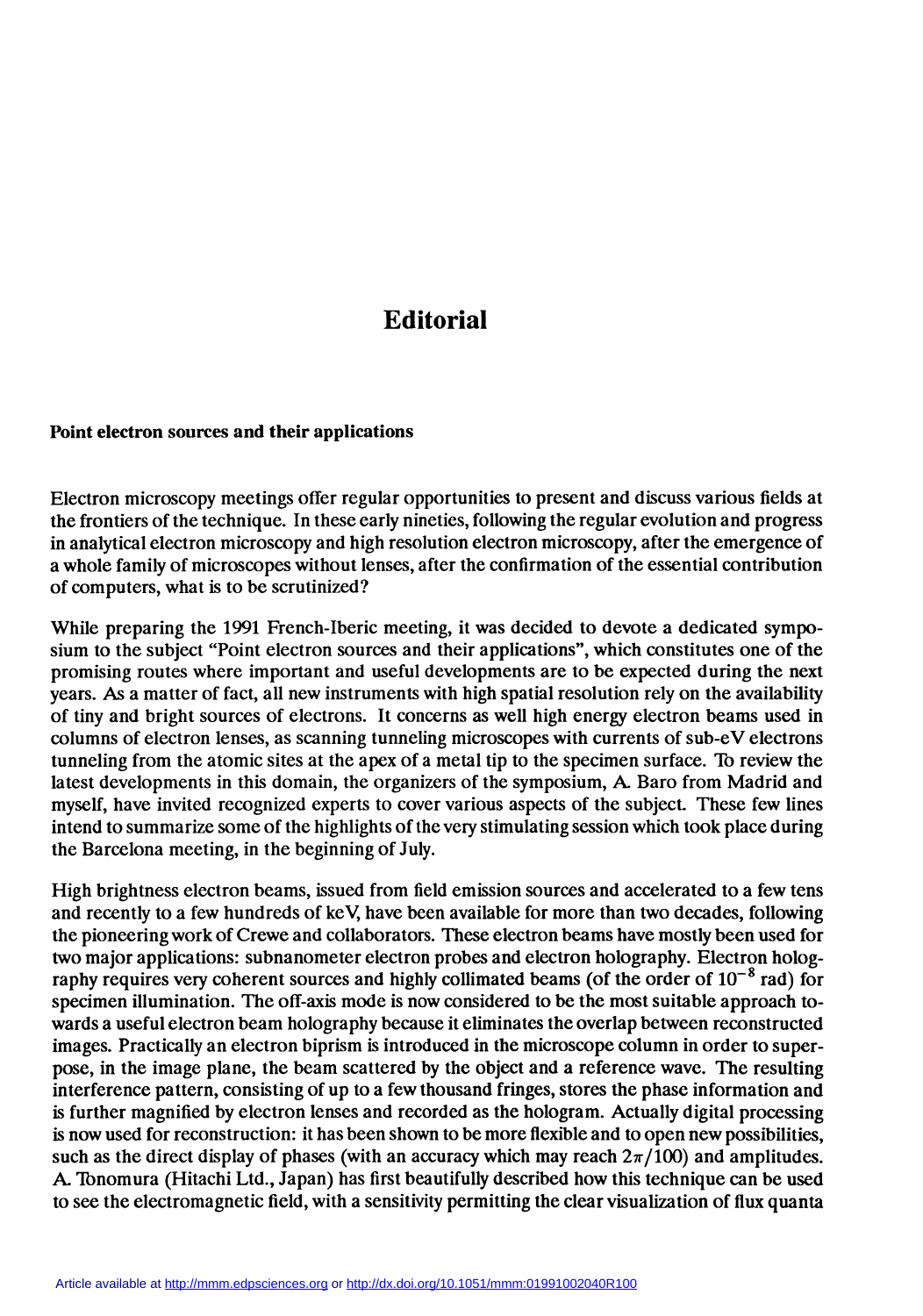# Editorial

### Point electron sources and their applications

Electron microscopy meetings offer regular opportunities to present and discuss various fields at the frontiers of the technique. In these early nineties, following the regular evolution and progress in analytical electron microscopy and high resolution electron microscopy, after the emergence of a whole family of microscopes without lenses, after the confirmation of the essential contribution of computers, what is to be scrutinized?

While preparing the 1991 French-Iberic meeting, it was decided to devote a dedicated symposium to the subject "Point electron sources and their applications", which constitutes one of the promising routes where important and useful developments are to be expected during the next years. As a matter of fact, all new instruments with high spatial resolution rely on the availability of tiny and bright sources of electrons. It concerns as well high energy electron beams used in columns of electron lenses, as scanning tunneling microscopes with currents of sub-eV electrons tunneling from the atomic sites at the apex of a metal tip to the specimen surface. To review the latest developments in this domain, the organizers of the symposium, A. Baro from Madrid and myself, have invited recognized experts to cover various aspects of the subject. These few lines intend to summarize some of the highlights of the very stimulating session which took place during the Barcelona meeting, in the beginning of July.

High brightness electron beams, issued from field emission sources and accelerated to a few tens and recently to a few hundreds of keV, have been available for more than two decades, following the pioneering work of Crewe and collaborators. These electron beams have mostly been used for two major applications: subnanometer electron probes and electron holography. Electron holography requires very coherent sources and highly collimated beams (of the order of $10^{-8}$ rad) for specimen illumination. The off-axis mode is now considered to be the most suitable approach towards a useful electron beam holography because it eliminates the overlap between reconstructed images. Practically an electron biprism is introduced in the microscope column in order to superpose, in the image plane, the beam scattered by the object and a reference wave. The resulting interference pattern, consisting of up to a few thousand fringes, stores the phase information and is further magnified by electron lenses and recorded as the hologram. Actually digital processing is now used for reconstruction: it has been shown to be more flexible and to open new possibilities, such as the direct display of phases (with an accuracy which may reach $2\pi/100$) and amplitudes. A. Tonomura (Hitachi Ltd., Japan) has first beautifully described how this technique can be used to see the electromagnetic field, with a sensitivity permitting the clear visualization of flux quanta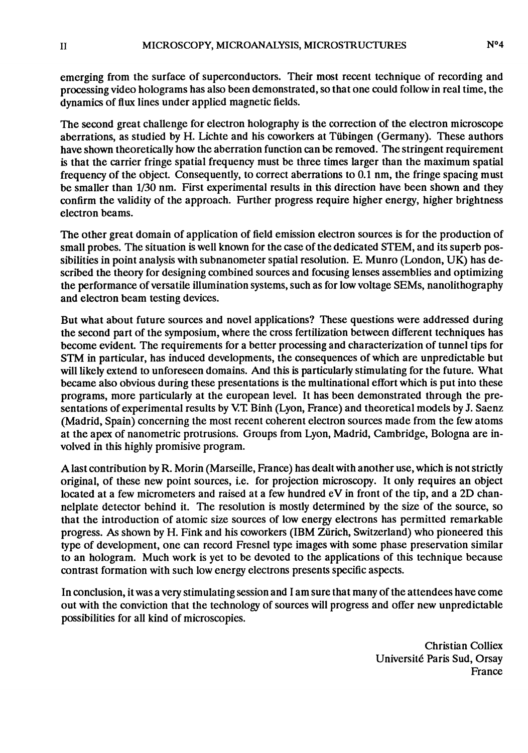emerging from the surface of superconductors. Their most recent technique of recording and processing video holograms has also been demonstrated, so that one could follow in real time, the dynamics of flux lines under applied magnetic fields.

The second great challenge for electron holography is the correction of the electron microscope aberrations, as studied by H. Lichte and his coworkers at Tübingen (Germany). These authors have shown theoretically how the aberration function can be removed. The stringent requirement is that the carrier fringe spatial frequency must be three times larger than the maximum spatial frequency of the object. Consequently, to correct aberrations to 0.1 nm, the fringe spacing must be smaller than 1/30 nm. First experimental results in this direction have been shown and they confirm the validity of the approach. Further progress require higher energy, higher brightness electron beams.

The other great domain of application of field emission electron sources is for the production of small probes. The situation is well known for the case of the dedicated STEM, and its superb possibilities in point analysis with subnanometer spatial resolution. E. Munro (London, UK) has described the theory for designing combined sources and focusing lenses assemblies and optimizing the performance of versatile illumination systems, such as for low voltage SEMs, nanolithography and electron beam testing devices.

But what about future sources and novel applications? These questions were addressed during the second part of the symposium, where the cross fertilization between different techniques has become evident. The requirements for a better processing and characterization of tunnel tips for STM in particular, has induced developments, the consequences of which are unpredictable but will likely extend to unforeseen domains. And this is particularly stimulating for the future. What became also obvious during these presentations is the multinational effort which is put into these programs, more particularly at the european level. It has been demonstrated through the presentations of experimental results by V.T. Binh (Lyon, France) and theoretical models by J. Saenz (Madrid, Spain) concerning the most recent coherent electron sources made from the few atoms at the apex of nanometric protrusions. Groups from Lyon, Madrid, Cambridge, Bologna are involved in this highly promisive program.

A last contribution by R. Morin (Marseille, France) has dealt with another use, which is not strictly original, of these new point sources, i.e. for projection microscopy. It only requires an object located at a few micrometers and raised at a few hundred eV in front of the tip, and a 2D channelplate detector behind it. The resolution is mostly determined by the size of the source, so that the introduction of atomic size sources of low energy electrons has permitted remarkable progress. As shown by H. Fink and his coworkers (IBM Zürich, Switzerland) who pioneered this type of development, one can record Fresnel type images with some phase preservation similar to an hologram. Much work is yet to be devoted to the applications of this technique because contrast formation with such low energy electrons presents specific aspects.

In conclusion, it was a very stimulating session and I am sure that many of the attendees have come out with the conviction that the technology of sources will progress and offer new unpredictable possibilities for all kind of microscopies.

Christian Colliex
Université Paris Sud, Orsay
France